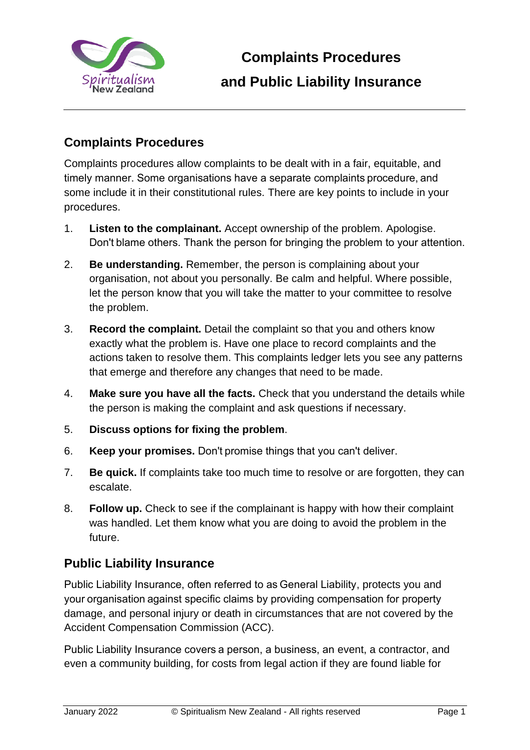# Complaints Procedures and Public Liability Insurance

## Complaints Procedures

Complaints procedures allow complaints to be dealt with in a fair, equitable, and timely manner. Some organisations have a separate complaints procedure, and some include it in their constitutional rules. There are key points to include in your procedures.

1. **Listen to the complainant.** Accept ownership of the problem. Apologise. Don't blame others. Thank the person for bringing the problem to your attention.
2. **Be understanding.** Remember, the person is complaining about your organisation, not about you personally. Be calm and helpful. Where possible, let the person know that you will take the matter to your committee to resolve the problem.
3. **Record the complaint.** Detail the complaint so that you and others know exactly what the problem is. Have one place to record complaints and the actions taken to resolve them. This complaints ledger lets you see any patterns that emerge and therefore any changes that need to be made.
4. **Make sure you have all the facts.** Check that you understand the details while the person is making the complaint and ask questions if necessary.
5. **Discuss options for fixing the problem**.
6. **Keep your promises.** Don't promise things that you can't deliver.
7. **Be quick.** If complaints take too much time to resolve or are forgotten, they can escalate.
8. **Follow up.** Check to see if the complainant is happy with how their complaint was handled. Let them know what you are doing to avoid the problem in the future.

## Public Liability Insurance

Public Liability Insurance, often referred to as General Liability, protects you and your organisation against specific claims by providing compensation for property damage, and personal injury or death in circumstances that are not covered by the Accident Compensation Commission (ACC).

Public Liability Insurance covers a person, a business, an event, a contractor, and even a community building, for costs from legal action if they are found liable for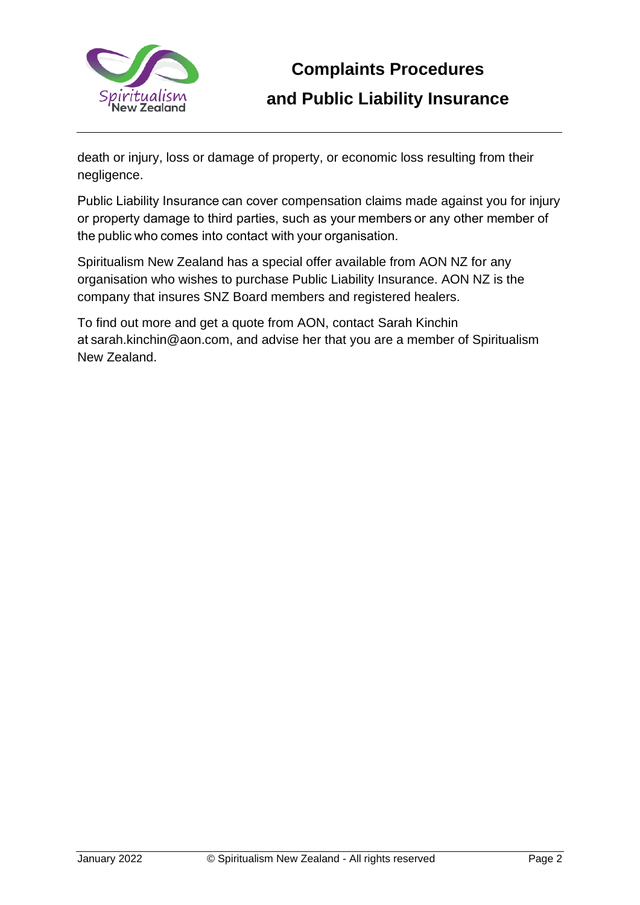death or injury, loss or damage of property, or economic loss resulting from their negligence.

Public Liability Insurance can cover compensation claims made against you for injury or property damage to third parties, such as your members or any other member of the public who comes into contact with your organisation.

Spiritualism New Zealand has a special offer available from AON NZ for any organisation who wishes to purchase Public Liability Insurance. AON NZ is the company that insures SNZ Board members and registered healers.

To find out more and get a quote from AON, contact Sarah Kinchin at sarah.kinchin@aon.com, and advise her that you are a member of Spiritualism New Zealand.